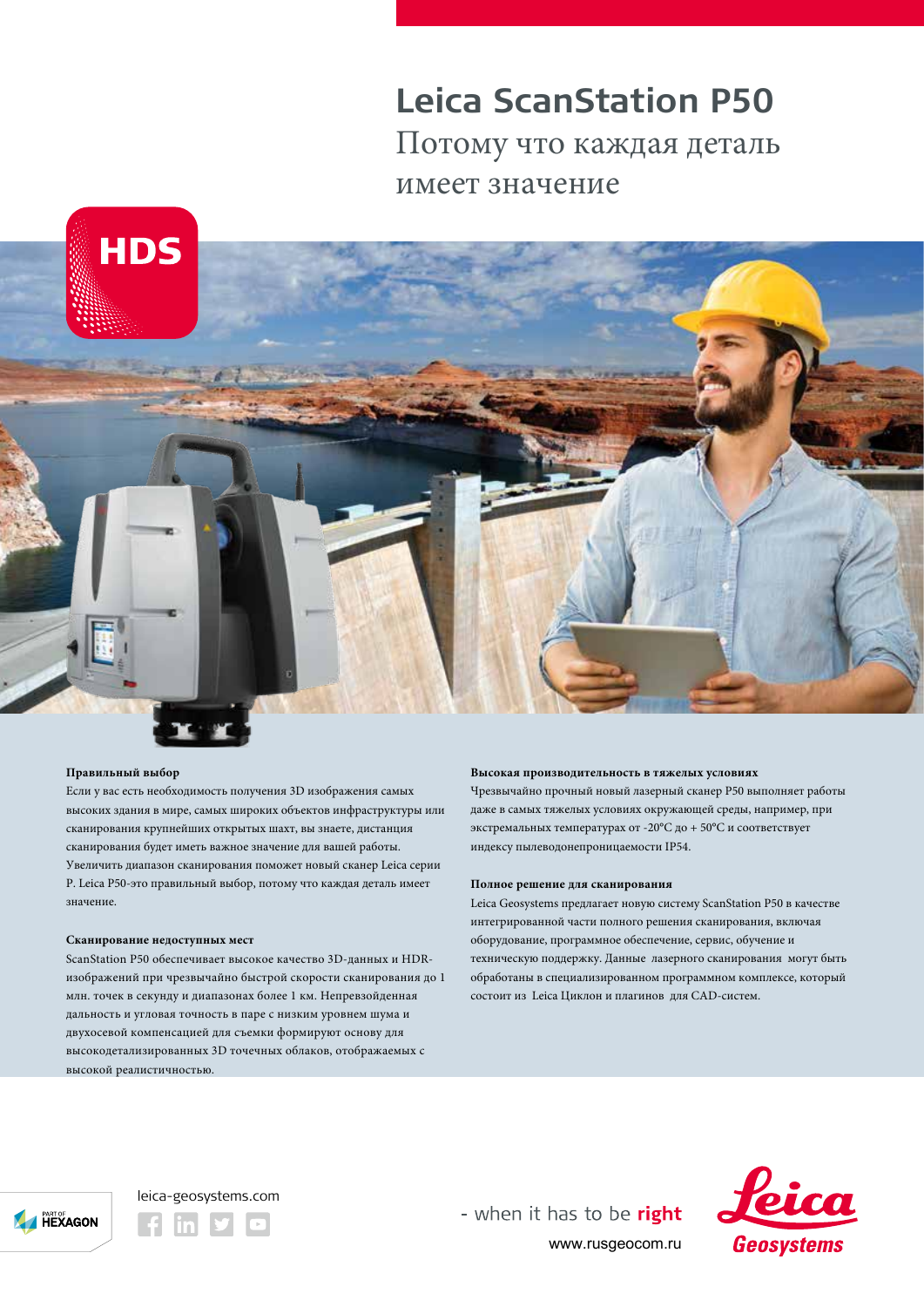# Leica ScanStation P50

## Потому что каждая деталь имеет значение

HDS

### Правильный выбор

Если у вас есть необходимость получения 3D изображения самых высоких здания в мире, самых широких объектов инфраструктуры или сканирования крупнейших открытых шахт, вы знаете, дистанция сканирования будет иметь важное значение для вашей работы. Увеличить диапазон сканирования поможет новый сканер Leica серии P. Leica P50-это правильный выбор, потому что каждая деталь имеет значение.

### Сканирование недоступных мест

ScanStation P50 обеспечивает высокое качество 3D-данных и HDR-изображений при чрезвычайно быстрой скорости сканирования до 1 млн. точек в секунду и диапазонах более 1 км. Непревзойденная дальность и угловая точность в паре с низким уровнем шума и двухосевой компенсацией для съемки формируют основу для высокодетализированных 3D точечных облаков, отображаемых с высокой реалистичностью.

### Высокая производительность в тяжелых условиях

Чрезвычайно прочный новый лазерный сканер P50 выполняет работы даже в самых тяжелых условиях окружающей среды, например, при экстремальных температурах от -20°C до + 50°C и соответствует индексу пылеводонепроницаемости IP54.

### Полное решение для сканирования

Leica Geosystems предлагает новую систему ScanStation P50 в качестве интегрированной части полного решения сканирования, включая оборудование, программное обеспечение, сервис, обучение и техническую поддержку. Данные лазерного сканирования могут быть обработаны в специализированном программном комплексе, который состоит из Leica Циклон и плагинов для CAD-систем.

PART OF HEXAGON

leica-geosystems.com

- when it has to be **right**

www.rusgeocom.ru

Leica Geosystems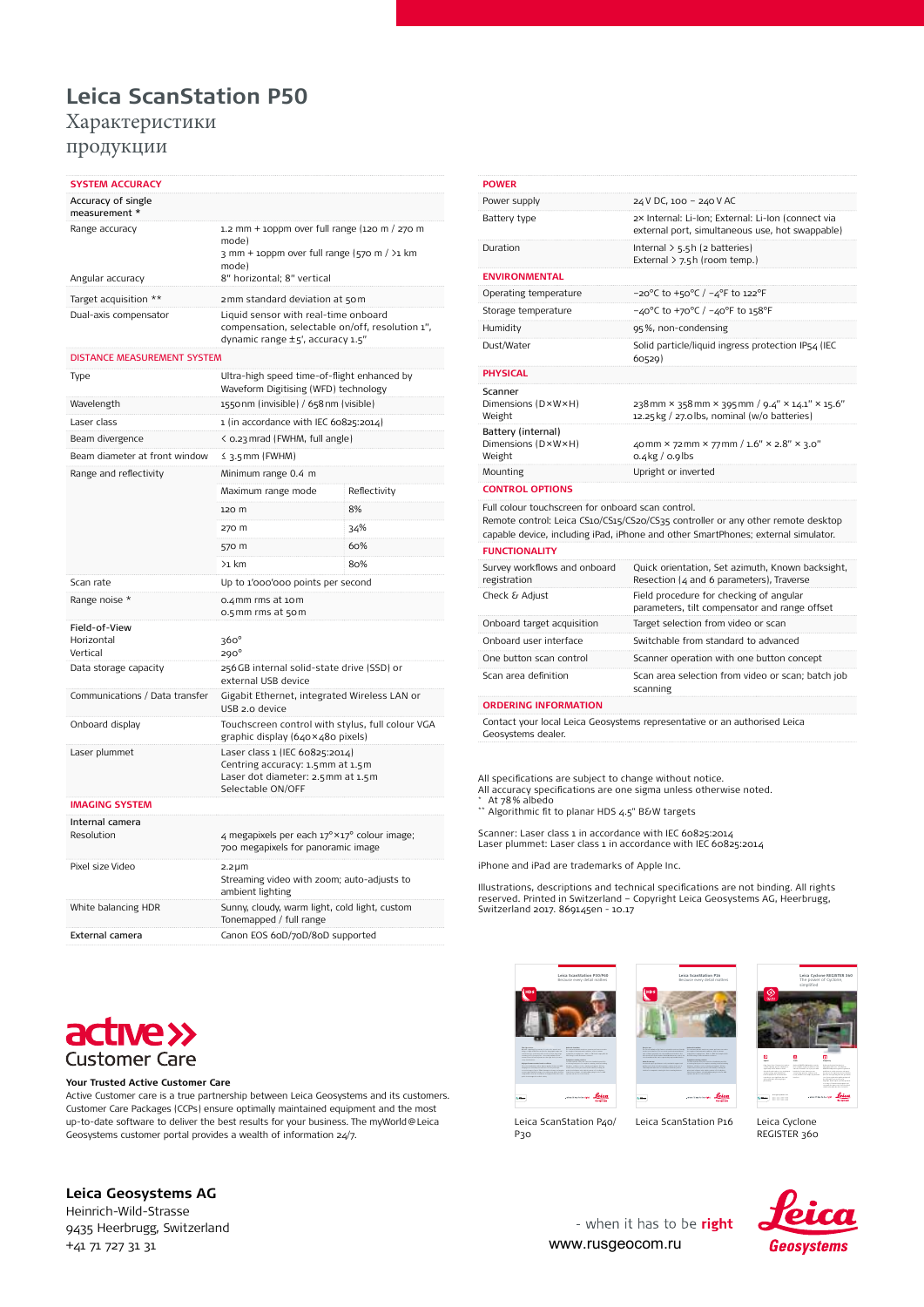# Leica ScanStation P50

## Характеристики продукции

| SYSTEM ACCURACY | |
|---|---|
| **Accuracy of single measurement** * | |
| Range accuracy | 1.2 mm + 10ppm over full range (120 m / 270 m mode)<br>3 mm + 10ppm over full range (570 m / >1 km mode) |
| Angular accuracy | 8" horizontal; 8" vertical |
| Target acquisition ** | 2mm standard deviation at 50m |
| Dual-axis compensator | Liquid sensor with real-time onboard compensation, selectable on/off, resolution 1", dynamic range ±5', accuracy 1.5" |

| DISTANCE MEASUREMENT SYSTEM | | |
|---|---|---|
| Type | Ultra-high speed time-of-flight enhanced by Waveform Digitising (WFD) technology | |
| Wavelength | 1550nm (invisible) / 658nm (visible) | |
| Laser class | 1 (in accordance with IEC 60825:2014) | |
| Beam divergence | < 0.23mrad (FWHM, full angle) | |
| Beam diameter at front window | ≤ 3.5mm (FWHM) | |
| Range and reflectivity | Minimum range 0.4 m | |
| | Maximum range mode | Reflectivity |
| | 120 m | 8% |
| | 270 m | 34% |
| | 570 m | 60% |
| | >1 km | 80% |
| Scan rate | Up to 1'000'000 points per second | |
| Range noise * | 0.4mm rms at 10m<br>0.5mm rms at 50m | |
| **Field-of-View** | | |
| Horizontal | 360° | |
| Vertical | 290° | |
| Data storage capacity | 256GB internal solid-state drive (SSD) or external USB device | |
| Communications / Data transfer | Gigabit Ethernet, integrated Wireless LAN or USB 2.0 device | |
| Onboard display | Touchscreen control with stylus, full colour VGA graphic display (640×480 pixels) | |
| Laser plummet | Laser class 1 (IEC 60825:2014)<br>Centring accuracy: 1.5mm at 1.5m<br>Laser dot diameter: 2.5mm at 1.5m<br>Selectable ON/OFF | |

| IMAGING SYSTEM | |
|---|---|
| **Internal camera** | |
| Resolution | 4 megapixels per each 17°×17° colour image; 700 megapixels for panoramic image |
| Pixel size Video | 2.2μm<br>Streaming video with zoom; auto-adjusts to ambient lighting |
| White balancing HDR | Sunny, cloudy, warm light, cold light, custom Tonemapped / full range |
| **External camera** | Canon EOS 60D/70D/80D supported |

| POWER | |
|---|---|
| Power supply | 24 V DC, 100 – 240 V AC |
| Battery type | 2× Internal: Li-Ion; External: Li-Ion (connect via external port, simultaneous use, hot swappable) |
| Duration | Internal > 5.5h (2 batteries)<br>External > 7.5h (room temp.) |

| ENVIRONMENTAL | |
|---|---|
| Operating temperature | –20°C to +50°C / –4°F to 122°F |
| Storage temperature | –40°C to +70°C / –40°F to 158°F |
| Humidity | 95%, non-condensing |
| Dust/Water | Solid particle/liquid ingress protection IP54 (IEC 60529) |

| PHYSICAL | |
|---|---|
| **Scanner** | |
| Dimensions (D×W×H) | 238mm × 358mm × 395mm / 9.4" × 14.1" × 15.6" |
| Weight | 12.25kg / 27.0lbs, nominal (w/o batteries) |
| **Battery (internal)** | |
| Dimensions (D×W×H) | 40mm × 72mm × 77mm / 1.6" × 2.8" × 3.0" |
| Weight | 0.4kg / 0.9lbs |
| Mounting | Upright or inverted |

**CONTROL OPTIONS**

Full colour touchscreen for onboard scan control.
Remote control: Leica CS10/CS15/CS20/CS35 controller or any other remote desktop capable device, including iPad, iPhone and other SmartPhones; external simulator.

| FUNCTIONALITY | |
|---|---|
| Survey workflows and onboard registration | Quick orientation, Set azimuth, Known backsight, Resection (4 and 6 parameters), Traverse |
| Check & Adjust | Field procedure for checking of angular parameters, tilt compensator and range offset |
| Onboard target acquisition | Target selection from video or scan |
| Onboard user interface | Switchable from standard to advanced |
| One button scan control | Scanner operation with one button concept |
| Scan area definition | Scan area selection from video or scan; batch job scanning |

**ORDERING INFORMATION**

Contact your local Leica Geosystems representative or an authorised Leica Geosystems dealer.

All specifications are subject to change without notice.
All accuracy specifications are one sigma unless otherwise noted.
* At 78% albedo
** Algorithmic fit to planar HDS 4.5" B&W targets

Scanner: Laser class 1 in accordance with IEC 60825:2014
Laser plummet: Laser class 1 in accordance with IEC 60825:2014

iPhone and iPad are trademarks of Apple Inc.

Illustrations, descriptions and technical specifications are not binding. All rights reserved. Printed in Switzerland – Copyright Leica Geosystems AG, Heerbrugg, Switzerland 2017. 869145en - 10.17

**active» Customer Care**

**Your Trusted Active Customer Care**

Active Customer care is a true partnership between Leica Geosystems and its customers. Customer Care Packages (CCPs) ensure optimally maintained equipment and the most up-to-date software to deliver the best results for your business. The myWorld@Leica Geosystems customer portal provides a wealth of information 24/7.

Leica ScanStation P40/P30

Leica ScanStation P16

Leica Cyclone REGISTER 360

**Leica Geosystems AG**
Heinrich-Wild-Strasse
9435 Heerbrugg, Switzerland
+41 71 727 31 31

- when it has to be **right**

www.rusgeocom.ru

Leica Geosystems